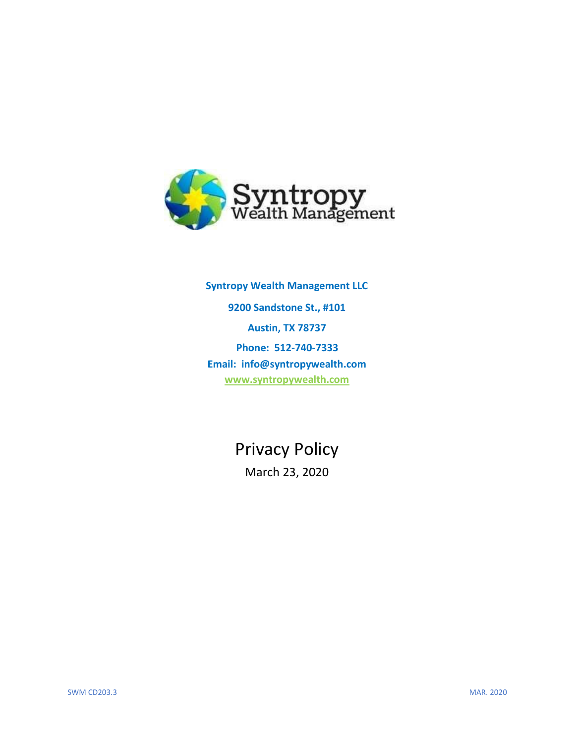**Syntropy Wealth Management LLC**

**9200 Sandstone St., #101**

**Austin, TX 78737**

**Phone: 512-740-7333**

**Email: info@syntropywealth.com**

**www.syntropywealth.com**

# Privacy Policy

March 23, 2020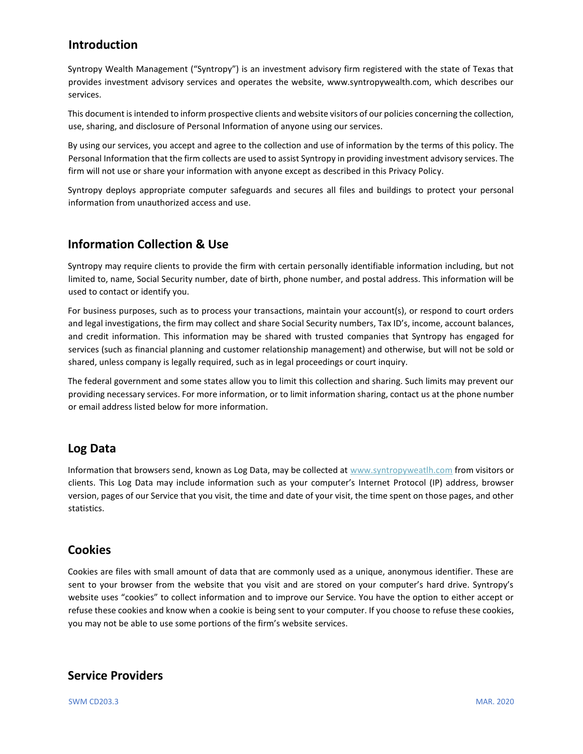## Introduction

Syntropy Wealth Management ("Syntropy") is an investment advisory firm registered with the state of Texas that provides investment advisory services and operates the website, www.syntropywealth.com, which describes our services.

This document is intended to inform prospective clients and website visitors of our policies concerning the collection, use, sharing, and disclosure of Personal Information of anyone using our services.

By using our services, you accept and agree to the collection and use of information by the terms of this policy. The Personal Information that the firm collects are used to assist Syntropy in providing investment advisory services. The firm will not use or share your information with anyone except as described in this Privacy Policy.

Syntropy deploys appropriate computer safeguards and secures all files and buildings to protect your personal information from unauthorized access and use.

## Information Collection & Use

Syntropy may require clients to provide the firm with certain personally identifiable information including, but not limited to, name, Social Security number, date of birth, phone number, and postal address. This information will be used to contact or identify you.

For business purposes, such as to process your transactions, maintain your account(s), or respond to court orders and legal investigations, the firm may collect and share Social Security numbers, Tax ID's, income, account balances, and credit information. This information may be shared with trusted companies that Syntropy has engaged for services (such as financial planning and customer relationship management) and otherwise, but will not be sold or shared, unless company is legally required, such as in legal proceedings or court inquiry.

The federal government and some states allow you to limit this collection and sharing. Such limits may prevent our providing necessary services. For more information, or to limit information sharing, contact us at the phone number or email address listed below for more information.

## Log Data

Information that browsers send, known as Log Data, may be collected at www.syntropyweatlh.com from visitors or clients. This Log Data may include information such as your computer's Internet Protocol (IP) address, browser version, pages of our Service that you visit, the time and date of your visit, the time spent on those pages, and other statistics.

## Cookies

Cookies are files with small amount of data that are commonly used as a unique, anonymous identifier. These are sent to your browser from the website that you visit and are stored on your computer's hard drive. Syntropy's website uses "cookies" to collect information and to improve our Service. You have the option to either accept or refuse these cookies and know when a cookie is being sent to your computer. If you choose to refuse these cookies, you may not be able to use some portions of the firm's website services.

## Service Providers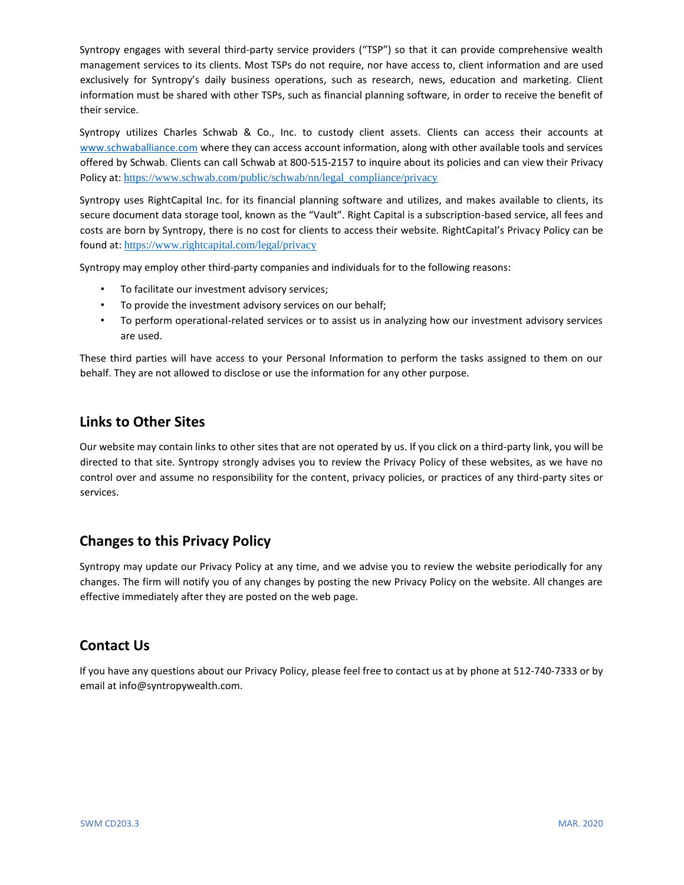Syntropy engages with several third-party service providers ("TSP") so that it can provide comprehensive wealth management services to its clients. Most TSPs do not require, nor have access to, client information and are used exclusively for Syntropy's daily business operations, such as research, news, education and marketing. Client information must be shared with other TSPs, such as financial planning software, in order to receive the benefit of their service.

Syntropy utilizes Charles Schwab & Co., Inc. to custody client assets. Clients can access their accounts at [www.schwaballiance.com](http://www.schwaballiance.com) where they can access account information, along with other available tools and services offered by Schwab. Clients can call Schwab at 800-515-2157 to inquire about its policies and can view their Privacy Policy at: https://www.schwab.com/public/schwab/nn/legal_compliance/privacy

Syntropy uses RightCapital Inc. for its financial planning software and utilizes, and makes available to clients, its secure document data storage tool, known as the "Vault". Right Capital is a subscription-based service, all fees and costs are born by Syntropy, there is no cost for clients to access their website. RightCapital's Privacy Policy can be found at: https://www.rightcapital.com/legal/privacy

Syntropy may employ other third-party companies and individuals for to the following reasons:

- To facilitate our investment advisory services;
- To provide the investment advisory services on our behalf;
- To perform operational-related services or to assist us in analyzing how our investment advisory services are used.

These third parties will have access to your Personal Information to perform the tasks assigned to them on our behalf. They are not allowed to disclose or use the information for any other purpose.

## Links to Other Sites

Our website may contain links to other sites that are not operated by us. If you click on a third-party link, you will be directed to that site. Syntropy strongly advises you to review the Privacy Policy of these websites, as we have no control over and assume no responsibility for the content, privacy policies, or practices of any third-party sites or services.

## Changes to this Privacy Policy

Syntropy may update our Privacy Policy at any time, and we advise you to review the website periodically for any changes. The firm will notify you of any changes by posting the new Privacy Policy on the website. All changes are effective immediately after they are posted on the web page.

## Contact Us

If you have any questions about our Privacy Policy, please feel free to contact us at by phone at 512-740-7333 or by email at info@syntropywealth.com.